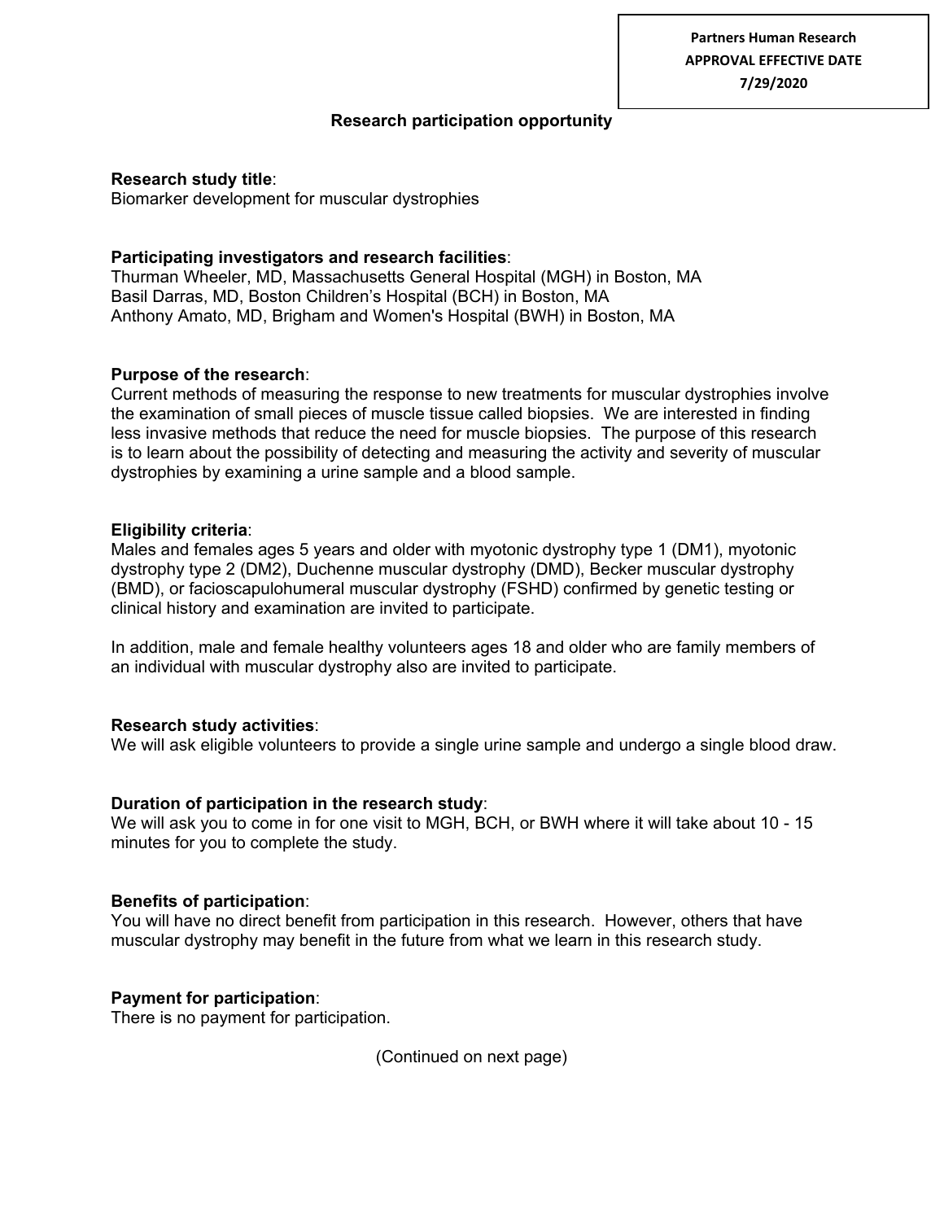Partners Human Research
APPROVAL EFFECTIVE DATE
7/29/2020

# Research participation opportunity

**Research study title**:
Biomarker development for muscular dystrophies

**Participating investigators and research facilities**:
Thurman Wheeler, MD, Massachusetts General Hospital (MGH) in Boston, MA
Basil Darras, MD, Boston Children's Hospital (BCH) in Boston, MA
Anthony Amato, MD, Brigham and Women's Hospital (BWH) in Boston, MA

**Purpose of the research**:
Current methods of measuring the response to new treatments for muscular dystrophies involve the examination of small pieces of muscle tissue called biopsies. We are interested in finding less invasive methods that reduce the need for muscle biopsies. The purpose of this research is to learn about the possibility of detecting and measuring the activity and severity of muscular dystrophies by examining a urine sample and a blood sample.

**Eligibility criteria**:
Males and females ages 5 years and older with myotonic dystrophy type 1 (DM1), myotonic dystrophy type 2 (DM2), Duchenne muscular dystrophy (DMD), Becker muscular dystrophy (BMD), or facioscapulohumeral muscular dystrophy (FSHD) confirmed by genetic testing or clinical history and examination are invited to participate.

In addition, male and female healthy volunteers ages 18 and older who are family members of an individual with muscular dystrophy also are invited to participate.

**Research study activities**:
We will ask eligible volunteers to provide a single urine sample and undergo a single blood draw.

**Duration of participation in the research study**:
We will ask you to come in for one visit to MGH, BCH, or BWH where it will take about 10 - 15 minutes for you to complete the study.

**Benefits of participation**:
You will have no direct benefit from participation in this research. However, others that have muscular dystrophy may benefit in the future from what we learn in this research study.

**Payment for participation**:
There is no payment for participation.

(Continued on next page)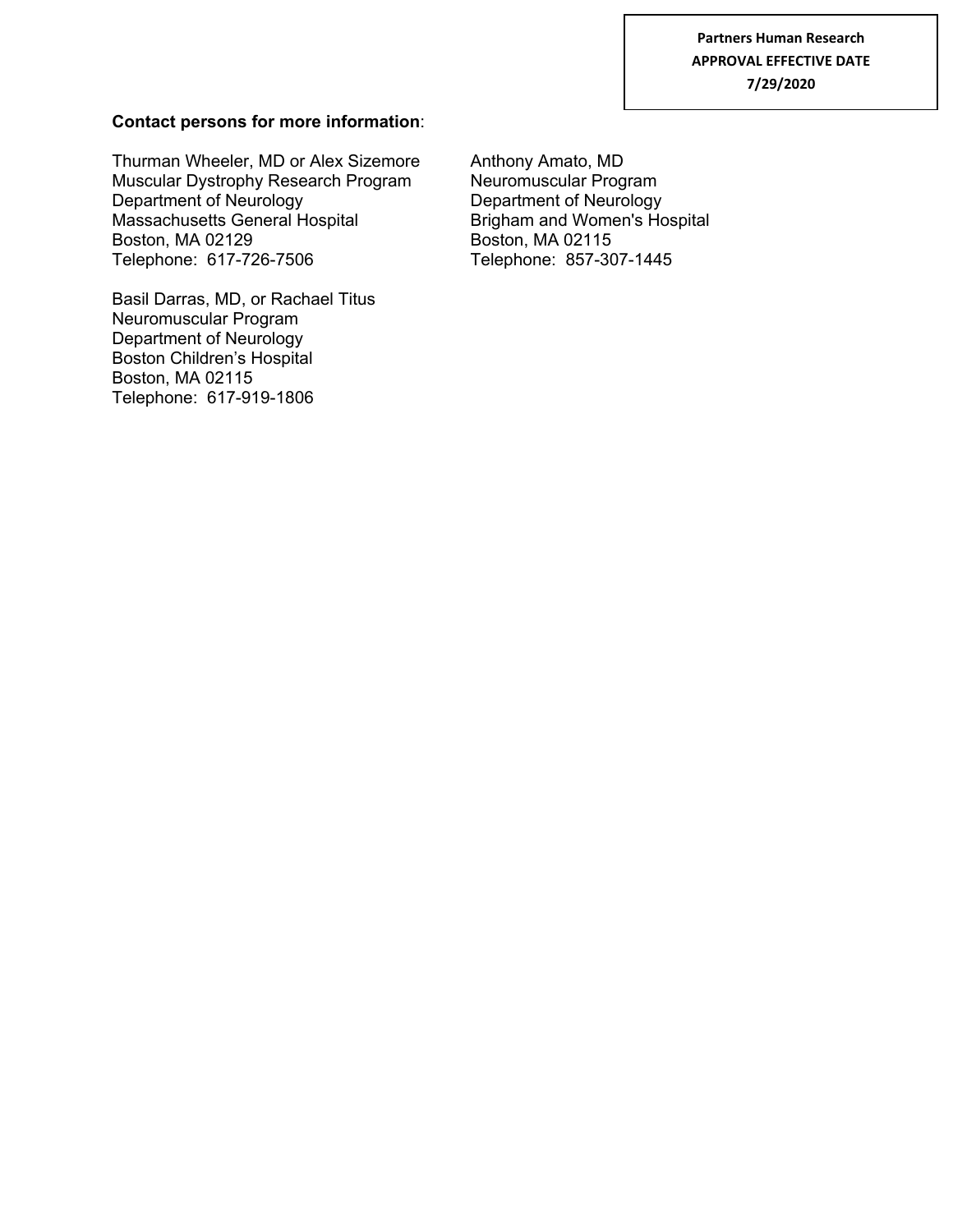Partners Human Research
APPROVAL EFFECTIVE DATE
7/29/2020

**Contact persons for more information**:

Thurman Wheeler, MD or Alex Sizemore
Muscular Dystrophy Research Program
Department of Neurology
Massachusetts General Hospital
Boston, MA 02129
Telephone: 617-726-7506

Anthony Amato, MD
Neuromuscular Program
Department of Neurology
Brigham and Women's Hospital
Boston, MA 02115
Telephone: 857-307-1445

Basil Darras, MD, or Rachael Titus
Neuromuscular Program
Department of Neurology
Boston Children's Hospital
Boston, MA 02115
Telephone: 617-919-1806